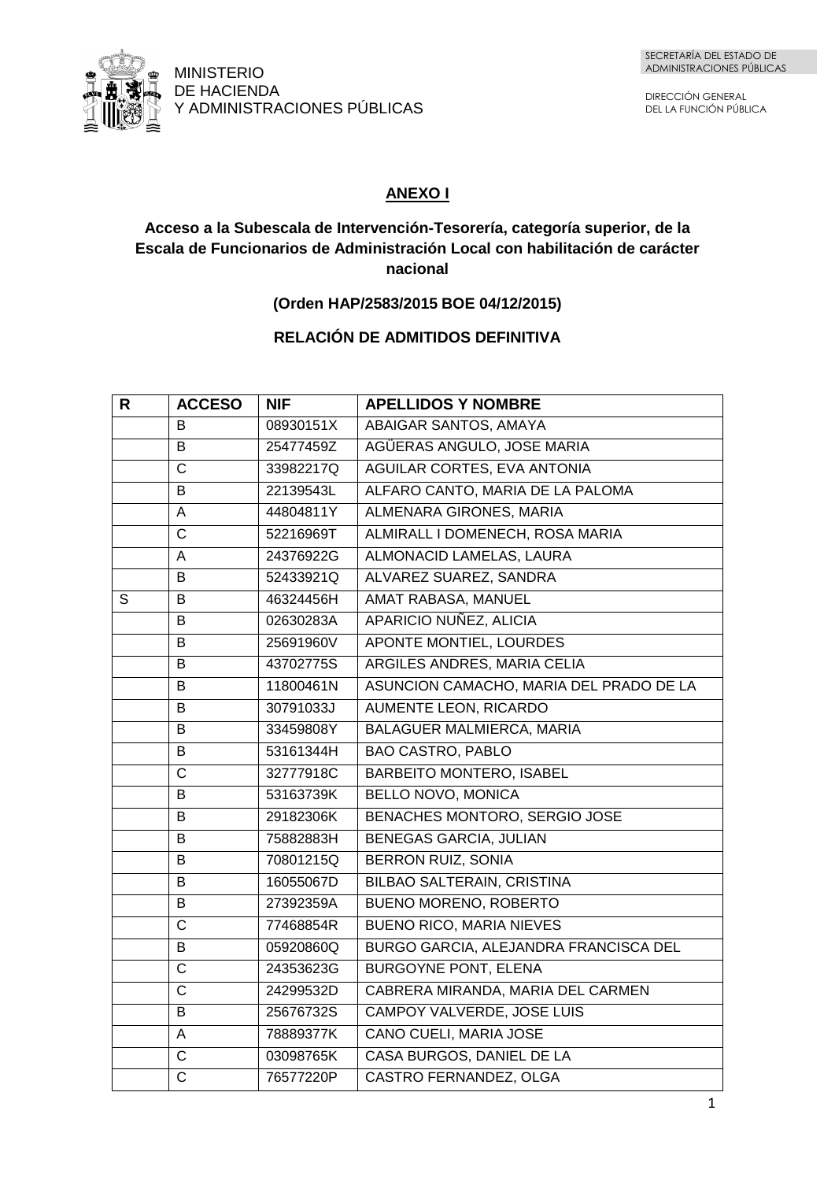MINISTERIO
DE HACIENDA
Y ADMINISTRACIONES PÚBLICAS

SECRETARÍA DEL ESTADO DE ADMINISTRACIONES PÚBLICAS

DIRECCIÓN GENERAL DEL LA FUNCIÓN PÚBLICA

## ANEXO I

### Acceso a la Subescala de Intervención-Tesorería, categoría superior, de la Escala de Funcionarios de Administración Local con habilitación de carácter nacional

### (Orden HAP/2583/2015 BOE 04/12/2015)

### RELACIÓN DE ADMITIDOS DEFINITIVA

| R | ACCESO | NIF | APELLIDOS Y NOMBRE |
|---|---|---|---|
| | B | 08930151X | ABAIGAR SANTOS, AMAYA |
| | B | 25477459Z | AGÜERAS ANGULO, JOSE MARIA |
| | C | 33982217Q | AGUILAR CORTES, EVA ANTONIA |
| | B | 22139543L | ALFARO CANTO, MARIA DE LA PALOMA |
| | A | 44804811Y | ALMENARA GIRONES, MARIA |
| | C | 52216969T | ALMIRALL I DOMENECH, ROSA MARIA |
| | A | 24376922G | ALMONACID LAMELAS, LAURA |
| | B | 52433921Q | ALVAREZ SUAREZ, SANDRA |
| S | B | 46324456H | AMAT RABASA, MANUEL |
| | B | 02630283A | APARICIO NUÑEZ, ALICIA |
| | B | 25691960V | APONTE MONTIEL, LOURDES |
| | B | 43702775S | ARGILES ANDRES, MARIA CELIA |
| | B | 11800461N | ASUNCION CAMACHO, MARIA DEL PRADO DE LA |
| | B | 30791033J | AUMENTE LEON, RICARDO |
| | B | 33459808Y | BALAGUER MALMIERCA, MARIA |
| | B | 53161344H | BAO CASTRO, PABLO |
| | C | 32777918C | BARBEITO MONTERO, ISABEL |
| | B | 53163739K | BELLO NOVO, MONICA |
| | B | 29182306K | BENACHES MONTORO, SERGIO JOSE |
| | B | 75882883H | BENEGAS GARCIA, JULIAN |
| | B | 70801215Q | BERRON RUIZ, SONIA |
| | B | 16055067D | BILBAO SALTERAIN, CRISTINA |
| | B | 27392359A | BUENO MORENO, ROBERTO |
| | C | 77468854R | BUENO RICO, MARIA NIEVES |
| | B | 05920860Q | BURGO GARCIA, ALEJANDRA FRANCISCA DEL |
| | C | 24353623G | BURGOYNE PONT, ELENA |
| | C | 24299532D | CABRERA MIRANDA, MARIA DEL CARMEN |
| | B | 25676732S | CAMPOY VALVERDE, JOSE LUIS |
| | A | 78889377K | CANO CUELI, MARIA JOSE |
| | C | 03098765K | CASA BURGOS, DANIEL DE LA |
| | C | 76577220P | CASTRO FERNANDEZ, OLGA |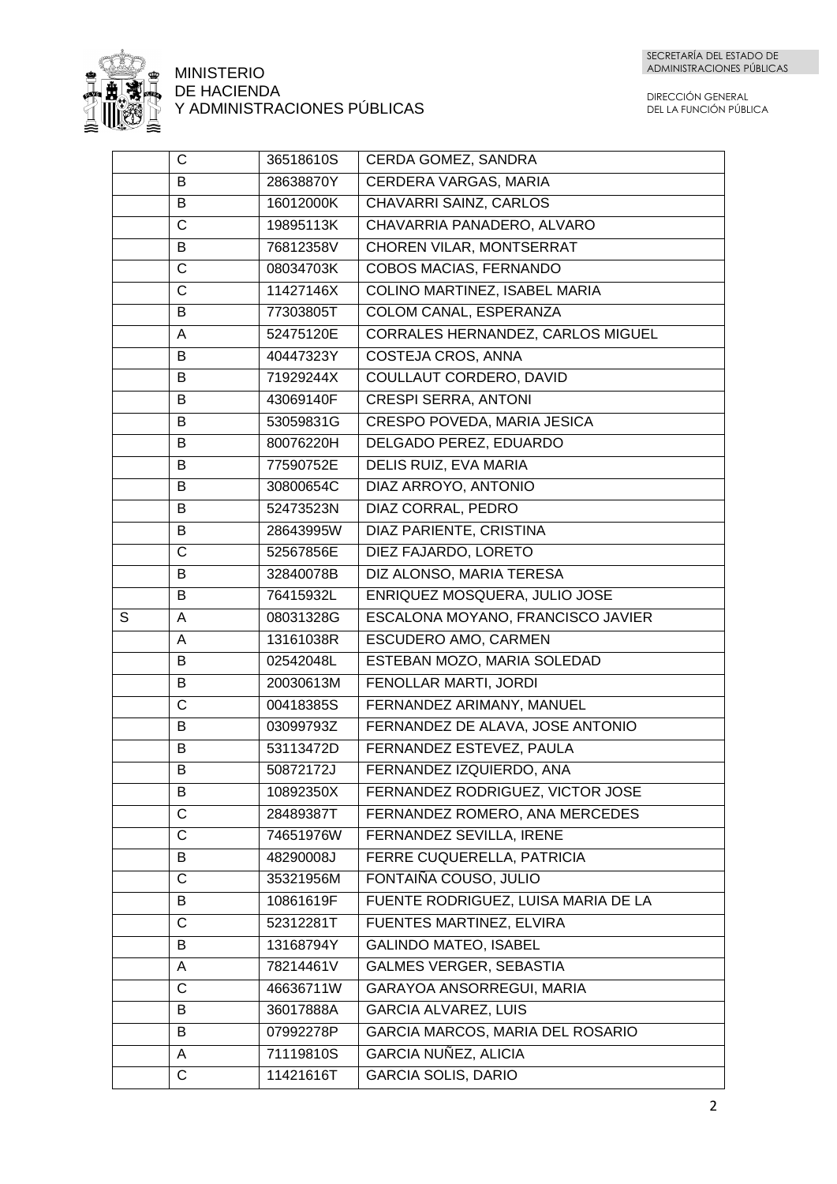| | | | |
|---|---|---|---|
| | C | 36518610S | CERDA GOMEZ, SANDRA |
| | B | 28638870Y | CERDERA VARGAS, MARIA |
| | B | 16012000K | CHAVARRI SAINZ, CARLOS |
| | C | 19895113K | CHAVARRIA PANADERO, ALVARO |
| | B | 76812358V | CHOREN VILAR, MONTSERRAT |
| | C | 08034703K | COBOS MACIAS, FERNANDO |
| | C | 11427146X | COLINO MARTINEZ, ISABEL MARIA |
| | B | 77303805T | COLOM CANAL, ESPERANZA |
| | A | 52475120E | CORRALES HERNANDEZ, CARLOS MIGUEL |
| | B | 40447323Y | COSTEJA CROS, ANNA |
| | B | 71929244X | COULLAUT CORDERO, DAVID |
| | B | 43069140F | CRESPI SERRA, ANTONI |
| | B | 53059831G | CRESPO POVEDA, MARIA JESICA |
| | B | 80076220H | DELGADO PEREZ, EDUARDO |
| | B | 77590752E | DELIS RUIZ, EVA MARIA |
| | B | 30800654C | DIAZ ARROYO, ANTONIO |
| | B | 52473523N | DIAZ CORRAL, PEDRO |
| | B | 28643995W | DIAZ PARIENTE, CRISTINA |
| | C | 52567856E | DIEZ FAJARDO, LORETO |
| | B | 32840078B | DIZ ALONSO, MARIA TERESA |
| | B | 76415932L | ENRIQUEZ MOSQUERA, JULIO JOSE |
| S | A | 08031328G | ESCALONA MOYANO, FRANCISCO JAVIER |
| | A | 13161038R | ESCUDERO AMO, CARMEN |
| | B | 02542048L | ESTEBAN MOZO, MARIA SOLEDAD |
| | B | 20030613M | FENOLLAR MARTI, JORDI |
| | C | 00418385S | FERNANDEZ ARIMANY, MANUEL |
| | B | 03099793Z | FERNANDEZ DE ALAVA, JOSE ANTONIO |
| | B | 53113472D | FERNANDEZ ESTEVEZ, PAULA |
| | B | 50872172J | FERNANDEZ IZQUIERDO, ANA |
| | B | 10892350X | FERNANDEZ RODRIGUEZ, VICTOR JOSE |
| | C | 28489387T | FERNANDEZ ROMERO, ANA MERCEDES |
| | C | 74651976W | FERNANDEZ SEVILLA, IRENE |
| | B | 48290008J | FERRE CUQUERELLA, PATRICIA |
| | C | 35321956M | FONTAIÑA COUSO, JULIO |
| | B | 10861619F | FUENTE RODRIGUEZ, LUISA MARIA DE LA |
| | C | 52312281T | FUENTES MARTINEZ, ELVIRA |
| | B | 13168794Y | GALINDO MATEO, ISABEL |
| | A | 78214461V | GALMES VERGER, SEBASTIA |
| | C | 46636711W | GARAYOA ANSORREGUI, MARIA |
| | B | 36017888A | GARCIA ALVAREZ, LUIS |
| | B | 07992278P | GARCIA MARCOS, MARIA DEL ROSARIO |
| | A | 71119810S | GARCIA NUÑEZ, ALICIA |
| | C | 11421616T | GARCIA SOLIS, DARIO |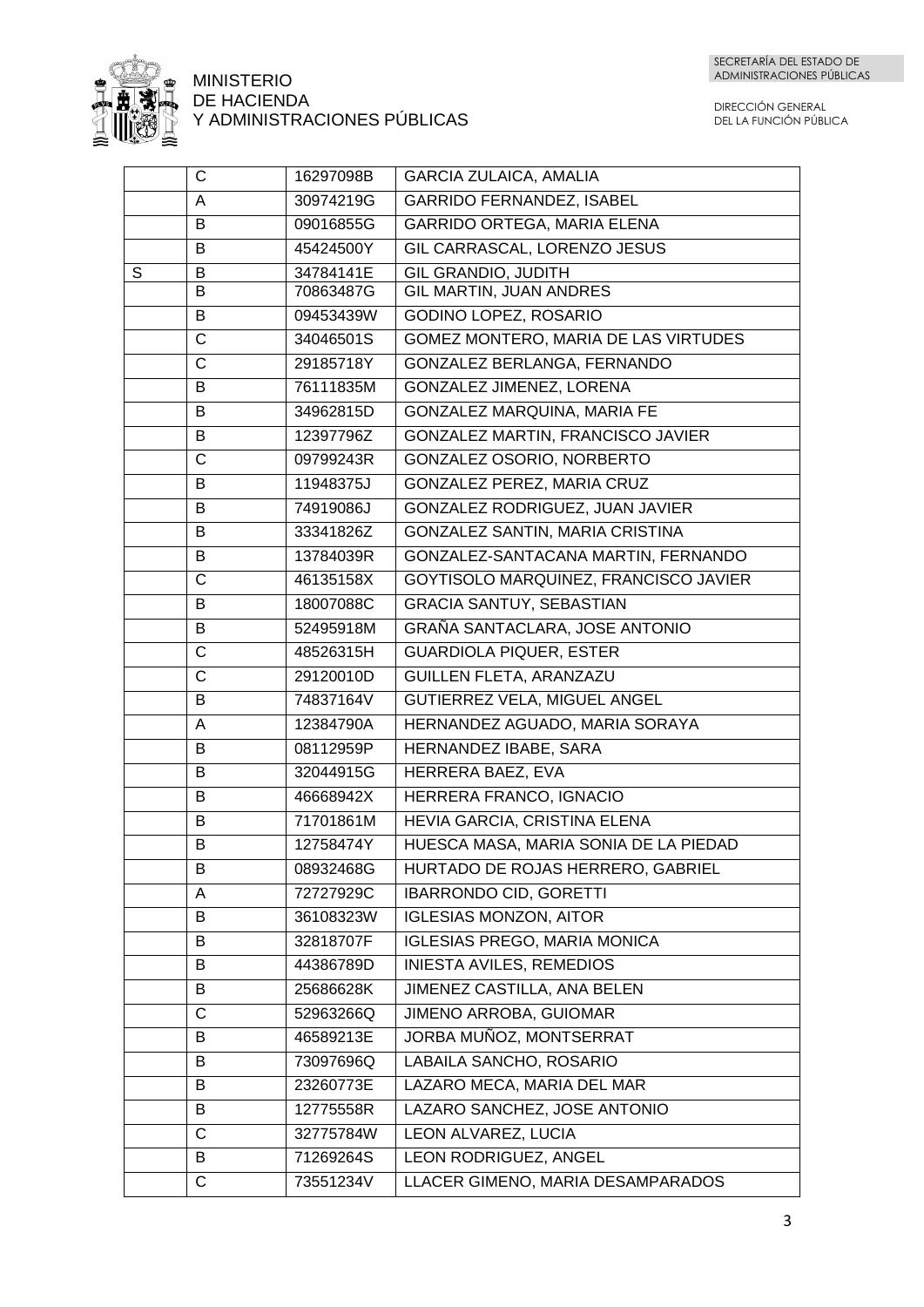| | | | |
|---|---|---|---|
| | C | 16297098B | GARCIA ZULAICA, AMALIA |
| | A | 30974219G | GARRIDO FERNANDEZ, ISABEL |
| | B | 09016855G | GARRIDO ORTEGA, MARIA ELENA |
| | B | 45424500Y | GIL CARRASCAL, LORENZO JESUS |
| S | B | 34784141E | GIL GRANDIO, JUDITH |
| | B | 70863487G | GIL MARTIN, JUAN ANDRES |
| | B | 09453439W | GODINO LOPEZ, ROSARIO |
| | C | 34046501S | GOMEZ MONTERO, MARIA DE LAS VIRTUDES |
| | C | 29185718Y | GONZALEZ BERLANGA, FERNANDO |
| | B | 76111835M | GONZALEZ JIMENEZ, LORENA |
| | B | 34962815D | GONZALEZ MARQUINA, MARIA FE |
| | B | 12397796Z | GONZALEZ MARTIN, FRANCISCO JAVIER |
| | C | 09799243R | GONZALEZ OSORIO, NORBERTO |
| | B | 11948375J | GONZALEZ PEREZ, MARIA CRUZ |
| | B | 74919086J | GONZALEZ RODRIGUEZ, JUAN JAVIER |
| | B | 33341826Z | GONZALEZ SANTIN, MARIA CRISTINA |
| | B | 13784039R | GONZALEZ-SANTACANA MARTIN, FERNANDO |
| | C | 46135158X | GOYTISOLO MARQUINEZ, FRANCISCO JAVIER |
| | B | 18007088C | GRACIA SANTUY, SEBASTIAN |
| | B | 52495918M | GRAÑA SANTACLARA, JOSE ANTONIO |
| | C | 48526315H | GUARDIOLA PIQUER, ESTER |
| | C | 29120010D | GUILLEN FLETA, ARANZAZU |
| | B | 74837164V | GUTIERREZ VELA, MIGUEL ANGEL |
| | A | 12384790A | HERNANDEZ AGUADO, MARIA SORAYA |
| | B | 08112959P | HERNANDEZ IBABE, SARA |
| | B | 32044915G | HERRERA BAEZ, EVA |
| | B | 46668942X | HERRERA FRANCO, IGNACIO |
| | B | 71701861M | HEVIA GARCIA, CRISTINA ELENA |
| | B | 12758474Y | HUESCA MASA, MARIA SONIA DE LA PIEDAD |
| | B | 08932468G | HURTADO DE ROJAS HERRERO, GABRIEL |
| | A | 72727929C | IBARRONDO CID, GORETTI |
| | B | 36108323W | IGLESIAS MONZON, AITOR |
| | B | 32818707F | IGLESIAS PREGO, MARIA MONICA |
| | B | 44386789D | INIESTA AVILES, REMEDIOS |
| | B | 25686628K | JIMENEZ CASTILLA, ANA BELEN |
| | C | 52963266Q | JIMENO ARROBA, GUIOMAR |
| | B | 46589213E | JORBA MUÑOZ, MONTSERRAT |
| | B | 73097696Q | LABAILA SANCHO, ROSARIO |
| | B | 23260773E | LAZARO MECA, MARIA DEL MAR |
| | B | 12775558R | LAZARO SANCHEZ, JOSE ANTONIO |
| | C | 32775784W | LEON ALVAREZ, LUCIA |
| | B | 71269264S | LEON RODRIGUEZ, ANGEL |
| | C | 73551234V | LLACER GIMENO, MARIA DESAMPARADOS |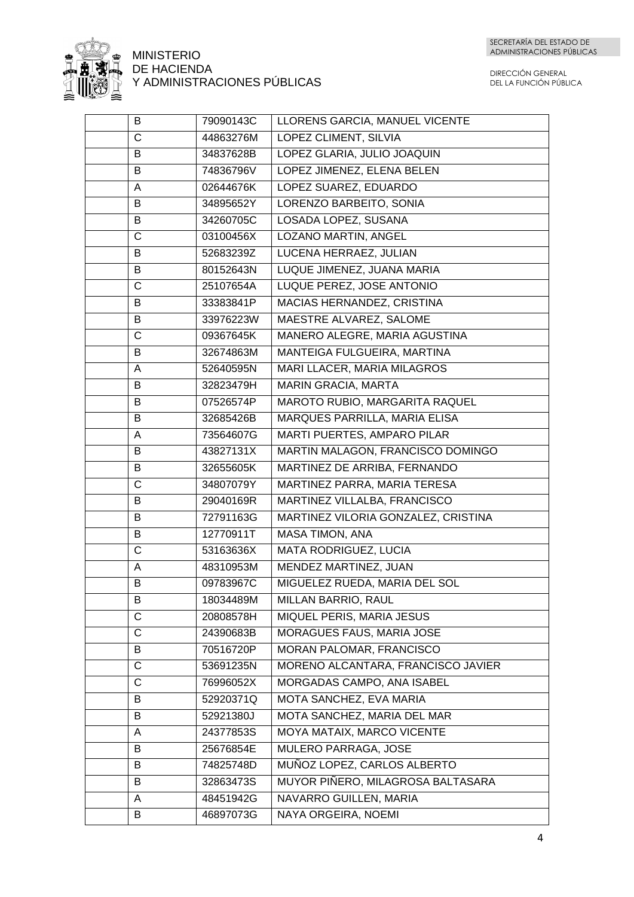| | | | |
|---|---|---|---|
| | B | 79090143C | LLORENS GARCIA, MANUEL VICENTE |
| | C | 44863276M | LOPEZ CLIMENT, SILVIA |
| | B | 34837628B | LOPEZ GLARIA, JULIO JOAQUIN |
| | B | 74836796V | LOPEZ JIMENEZ, ELENA BELEN |
| | A | 02644676K | LOPEZ SUAREZ, EDUARDO |
| | B | 34895652Y | LORENZO BARBEITO, SONIA |
| | B | 34260705C | LOSADA LOPEZ, SUSANA |
| | C | 03100456X | LOZANO MARTIN, ANGEL |
| | B | 52683239Z | LUCENA HERRAEZ, JULIAN |
| | B | 80152643N | LUQUE JIMENEZ, JUANA MARIA |
| | C | 25107654A | LUQUE PEREZ, JOSE ANTONIO |
| | B | 33383841P | MACIAS HERNANDEZ, CRISTINA |
| | B | 33976223W | MAESTRE ALVAREZ, SALOME |
| | C | 09367645K | MANERO ALEGRE, MARIA AGUSTINA |
| | B | 32674863M | MANTEIGA FULGUEIRA, MARTINA |
| | A | 52640595N | MARI LLACER, MARIA MILAGROS |
| | B | 32823479H | MARIN GRACIA, MARTA |
| | B | 07526574P | MAROTO RUBIO, MARGARITA RAQUEL |
| | B | 32685426B | MARQUES PARRILLA, MARIA ELISA |
| | A | 73564607G | MARTI PUERTES, AMPARO PILAR |
| | B | 43827131X | MARTIN MALAGON, FRANCISCO DOMINGO |
| | B | 32655605K | MARTINEZ DE ARRIBA, FERNANDO |
| | C | 34807079Y | MARTINEZ PARRA, MARIA TERESA |
| | B | 29040169R | MARTINEZ VILLALBA, FRANCISCO |
| | B | 72791163G | MARTINEZ VILORIA GONZALEZ, CRISTINA |
| | B | 12770911T | MASA TIMON, ANA |
| | C | 53163636X | MATA RODRIGUEZ, LUCIA |
| | A | 48310953M | MENDEZ MARTINEZ, JUAN |
| | B | 09783967C | MIGUELEZ RUEDA, MARIA DEL SOL |
| | B | 18034489M | MILLAN BARRIO, RAUL |
| | C | 20808578H | MIQUEL PERIS, MARIA JESUS |
| | C | 24390683B | MORAGUES FAUS, MARIA JOSE |
| | B | 70516720P | MORAN PALOMAR, FRANCISCO |
| | C | 53691235N | MORENO ALCANTARA, FRANCISCO JAVIER |
| | C | 76996052X | MORGADAS CAMPO, ANA ISABEL |
| | B | 52920371Q | MOTA SANCHEZ, EVA MARIA |
| | B | 52921380J | MOTA SANCHEZ, MARIA DEL MAR |
| | A | 24377853S | MOYA MATAIX, MARCO VICENTE |
| | B | 25676854E | MULERO PARRAGA, JOSE |
| | B | 74825748D | MUÑOZ LOPEZ, CARLOS ALBERTO |
| | B | 32863473S | MUYOR PIÑERO, MILAGROSA BALTASARA |
| | A | 48451942G | NAVARRO GUILLEN, MARIA |
| | B | 46897073G | NAYA ORGEIRA, NOEMI |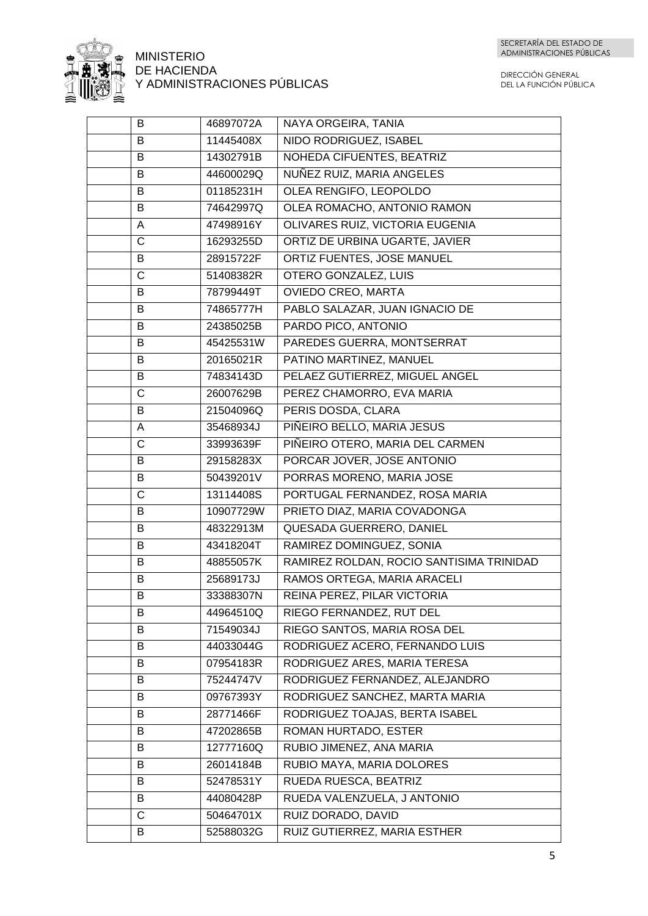| | | | |
|---|---|---|---|
| | B | 46897072A | NAYA ORGEIRA, TANIA |
| | B | 11445408X | NIDO RODRIGUEZ, ISABEL |
| | B | 14302791B | NOHEDA CIFUENTES, BEATRIZ |
| | B | 44600029Q | NUÑEZ RUIZ, MARIA ANGELES |
| | B | 01185231H | OLEA RENGIFO, LEOPOLDO |
| | B | 74642997Q | OLEA ROMACHO, ANTONIO RAMON |
| | A | 47498916Y | OLIVARES RUIZ, VICTORIA EUGENIA |
| | C | 16293255D | ORTIZ DE URBINA UGARTE, JAVIER |
| | B | 28915722F | ORTIZ FUENTES, JOSE MANUEL |
| | C | 51408382R | OTERO GONZALEZ, LUIS |
| | B | 78799449T | OVIEDO CREO, MARTA |
| | B | 74865777H | PABLO SALAZAR, JUAN IGNACIO DE |
| | B | 24385025B | PARDO PICO, ANTONIO |
| | B | 45425531W | PAREDES GUERRA, MONTSERRAT |
| | B | 20165021R | PATINO MARTINEZ, MANUEL |
| | B | 74834143D | PELAEZ GUTIERREZ, MIGUEL ANGEL |
| | C | 26007629B | PEREZ CHAMORRO, EVA MARIA |
| | B | 21504096Q | PERIS DOSDA, CLARA |
| | A | 35468934J | PIÑEIRO BELLO, MARIA JESUS |
| | C | 33993639F | PIÑEIRO OTERO, MARIA DEL CARMEN |
| | B | 29158283X | PORCAR JOVER, JOSE ANTONIO |
| | B | 50439201V | PORRAS MORENO, MARIA JOSE |
| | C | 13114408S | PORTUGAL FERNANDEZ, ROSA MARIA |
| | B | 10907729W | PRIETO DIAZ, MARIA COVADONGA |
| | B | 48322913M | QUESADA GUERRERO, DANIEL |
| | B | 43418204T | RAMIREZ DOMINGUEZ, SONIA |
| | B | 48855057K | RAMIREZ ROLDAN, ROCIO SANTISIMA TRINIDAD |
| | B | 25689173J | RAMOS ORTEGA, MARIA ARACELI |
| | B | 33388307N | REINA PEREZ, PILAR VICTORIA |
| | B | 44964510Q | RIEGO FERNANDEZ, RUT DEL |
| | B | 71549034J | RIEGO SANTOS, MARIA ROSA DEL |
| | B | 44033044G | RODRIGUEZ ACERO, FERNANDO LUIS |
| | B | 07954183R | RODRIGUEZ ARES, MARIA TERESA |
| | B | 75244747V | RODRIGUEZ FERNANDEZ, ALEJANDRO |
| | B | 09767393Y | RODRIGUEZ SANCHEZ, MARTA MARIA |
| | B | 28771466F | RODRIGUEZ TOAJAS, BERTA ISABEL |
| | B | 47202865B | ROMAN HURTADO, ESTER |
| | B | 12777160Q | RUBIO JIMENEZ, ANA MARIA |
| | B | 26014184B | RUBIO MAYA, MARIA DOLORES |
| | B | 52478531Y | RUEDA RUESCA, BEATRIZ |
| | B | 44080428P | RUEDA VALENZUELA, J ANTONIO |
| | C | 50464701X | RUIZ DORADO, DAVID |
| | B | 52588032G | RUIZ GUTIERREZ, MARIA ESTHER |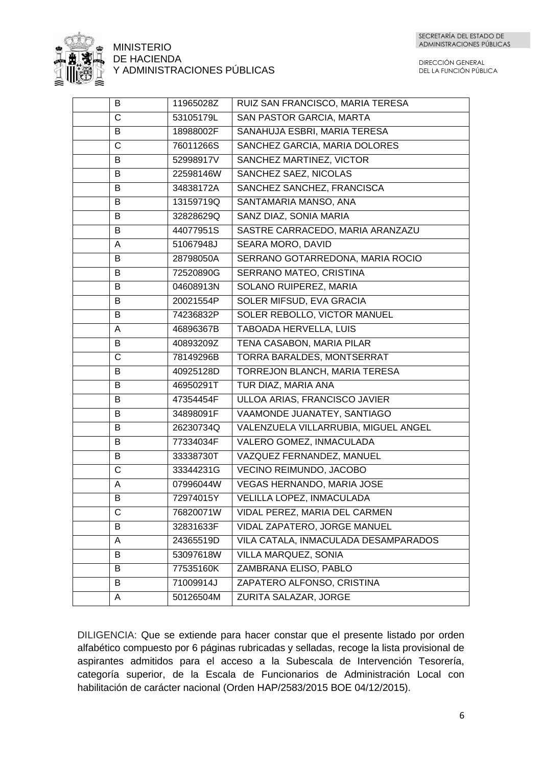|   |   |   |   |
|---|---|---|---|
|   | B | 11965028Z | RUIZ SAN FRANCISCO, MARIA TERESA |
|   | C | 53105179L | SAN PASTOR GARCIA, MARTA |
|   | B | 18988002F | SANAHUJA ESBRI, MARIA TERESA |
|   | C | 76011266S | SANCHEZ GARCIA, MARIA DOLORES |
|   | B | 52998917V | SANCHEZ MARTINEZ, VICTOR |
|   | B | 22598146W | SANCHEZ SAEZ, NICOLAS |
|   | B | 34838172A | SANCHEZ SANCHEZ, FRANCISCA |
|   | B | 13159719Q | SANTAMARIA MANSO, ANA |
|   | B | 32828629Q | SANZ DIAZ, SONIA MARIA |
|   | B | 44077951S | SASTRE CARRACEDO, MARIA ARANZAZU |
|   | A | 51067948J | SEARA MORO, DAVID |
|   | B | 28798050A | SERRANO GOTARREDONA, MARIA ROCIO |
|   | B | 72520890G | SERRANO MATEO, CRISTINA |
|   | B | 04608913N | SOLANO RUIPEREZ, MARIA |
|   | B | 20021554P | SOLER MIFSUD, EVA GRACIA |
|   | B | 74236832P | SOLER REBOLLO, VICTOR MANUEL |
|   | A | 46896367B | TABOADA HERVELLA, LUIS |
|   | B | 40893209Z | TENA CASABON, MARIA PILAR |
|   | C | 78149296B | TORRA BARALDES, MONTSERRAT |
|   | B | 40925128D | TORREJON BLANCH, MARIA TERESA |
|   | B | 46950291T | TUR DIAZ, MARIA ANA |
|   | B | 47354454F | ULLOA ARIAS, FRANCISCO JAVIER |
|   | B | 34898091F | VAAMONDE JUANATEY, SANTIAGO |
|   | B | 26230734Q | VALENZUELA VILLARRUBIA, MIGUEL ANGEL |
|   | B | 77334034F | VALERO GOMEZ, INMACULADA |
|   | B | 33338730T | VAZQUEZ FERNANDEZ, MANUEL |
|   | C | 33344231G | VECINO REIMUNDO, JACOBO |
|   | A | 07996044W | VEGAS HERNANDO, MARIA JOSE |
|   | B | 72974015Y | VELILLA LOPEZ, INMACULADA |
|   | C | 76820071W | VIDAL PEREZ, MARIA DEL CARMEN |
|   | B | 32831633F | VIDAL ZAPATERO, JORGE MANUEL |
|   | A | 24365519D | VILA CATALA, INMACULADA DESAMPARADOS |
|   | B | 53097618W | VILLA MARQUEZ, SONIA |
|   | B | 77535160K | ZAMBRANA ELISO, PABLO |
|   | B | 71009914J | ZAPATERO ALFONSO, CRISTINA |
|   | A | 50126504M | ZURITA SALAZAR, JORGE |

DILIGENCIA: Que se extiende para hacer constar que el presente listado por orden alfabético compuesto por 6 páginas rubricadas y selladas, recoge la lista provisional de aspirantes admitidos para el acceso a la Subescala de Intervención Tesorería, categoría superior, de la Escala de Funcionarios de Administración Local con habilitación de carácter nacional (Orden HAP/2583/2015 BOE 04/12/2015).